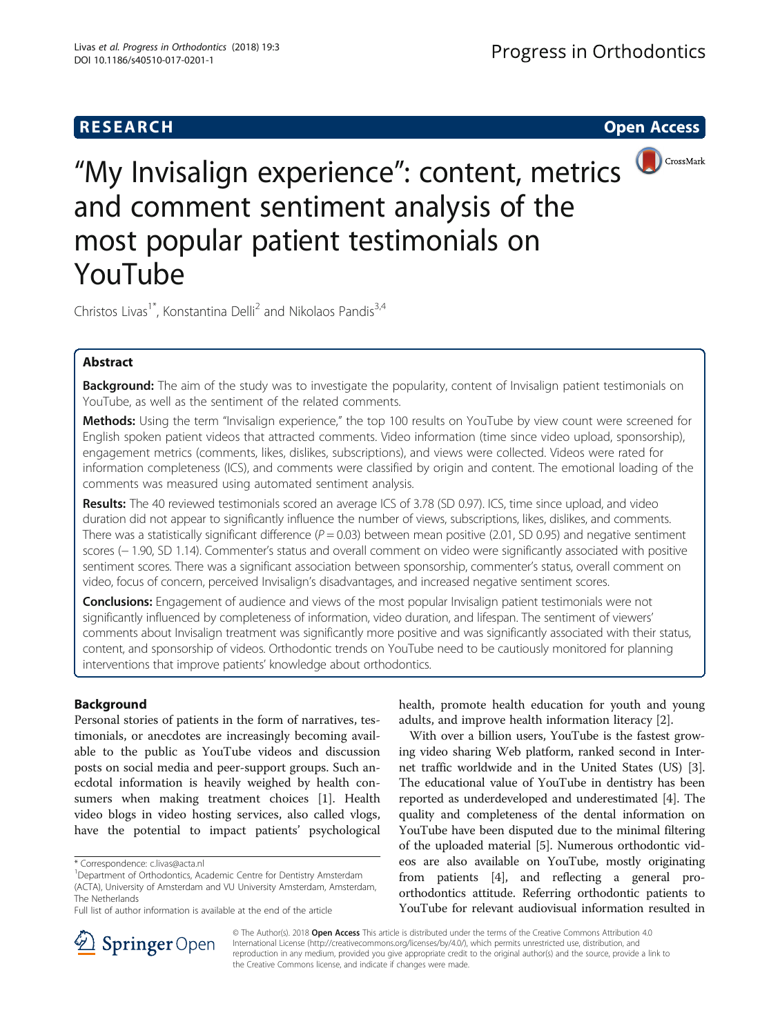RESEARCH Open Access

# "My Invisalign experience": content, metrics and comment sentiment analysis of the most popular patient testimonials on YouTube

Christos Livas[1*], Konstantina Delli[2] and Nikolaos Pandis[3,4]

## Abstract

**Background:** The aim of the study was to investigate the popularity, content of Invisalign patient testimonials on YouTube, as well as the sentiment of the related comments.

**Methods:** Using the term "Invisalign experience," the top 100 results on YouTube by view count were screened for English spoken patient videos that attracted comments. Video information (time since video upload, sponsorship), engagement metrics (comments, likes, dislikes, subscriptions), and views were collected. Videos were rated for information completeness (ICS), and comments were classified by origin and content. The emotional loading of the comments was measured using automated sentiment analysis.

**Results:** The 40 reviewed testimonials scored an average ICS of 3.78 (SD 0.97). ICS, time since upload, and video duration did not appear to significantly influence the number of views, subscriptions, likes, dislikes, and comments. There was a statistically significant difference ($P = 0.03$) between mean positive (2.01, SD 0.95) and negative sentiment scores (− 1.90, SD 1.14). Commenter's status and overall comment on video were significantly associated with positive sentiment scores. There was a significant association between sponsorship, commenter's status, overall comment on video, focus of concern, perceived Invisalign's disadvantages, and increased negative sentiment scores.

**Conclusions:** Engagement of audience and views of the most popular Invisalign patient testimonials were not significantly influenced by completeness of information, video duration, and lifespan. The sentiment of viewers' comments about Invisalign treatment was significantly more positive and was significantly associated with their status, content, and sponsorship of videos. Orthodontic trends on YouTube need to be cautiously monitored for planning interventions that improve patients' knowledge about orthodontics.

## Background

Personal stories of patients in the form of narratives, testimonials, or anecdotes are increasingly becoming available to the public as YouTube videos and discussion posts on social media and peer-support groups. Such anecdotal information is heavily weighed by health consumers when making treatment choices [1]. Health video blogs in video hosting services, also called vlogs, have the potential to impact patients' psychological health, promote health education for youth and young adults, and improve health information literacy [2].

With over a billion users, YouTube is the fastest growing video sharing Web platform, ranked second in Internet traffic worldwide and in the United States (US) [3]. The educational value of YouTube in dentistry has been reported as underdeveloped and underestimated [4]. The quality and completeness of the dental information on YouTube have been disputed due to the minimal filtering of the uploaded material [5]. Numerous orthodontic videos are also available on YouTube, mostly originating from patients [4], and reflecting a general pro-orthodontics attitude. Referring orthodontic patients to YouTube for relevant audiovisual information resulted in

* Correspondence: c.livas@acta.nl
[1]Department of Orthodontics, Academic Centre for Dentistry Amsterdam (ACTA), University of Amsterdam and VU University Amsterdam, Amsterdam, The Netherlands
Full list of author information is available at the end of the article

© The Author(s). 2018 **Open Access** This article is distributed under the terms of the Creative Commons Attribution 4.0 International License (http://creativecommons.org/licenses/by/4.0/), which permits unrestricted use, distribution, and reproduction in any medium, provided you give appropriate credit to the original author(s) and the source, provide a link to the Creative Commons license, and indicate if changes were made.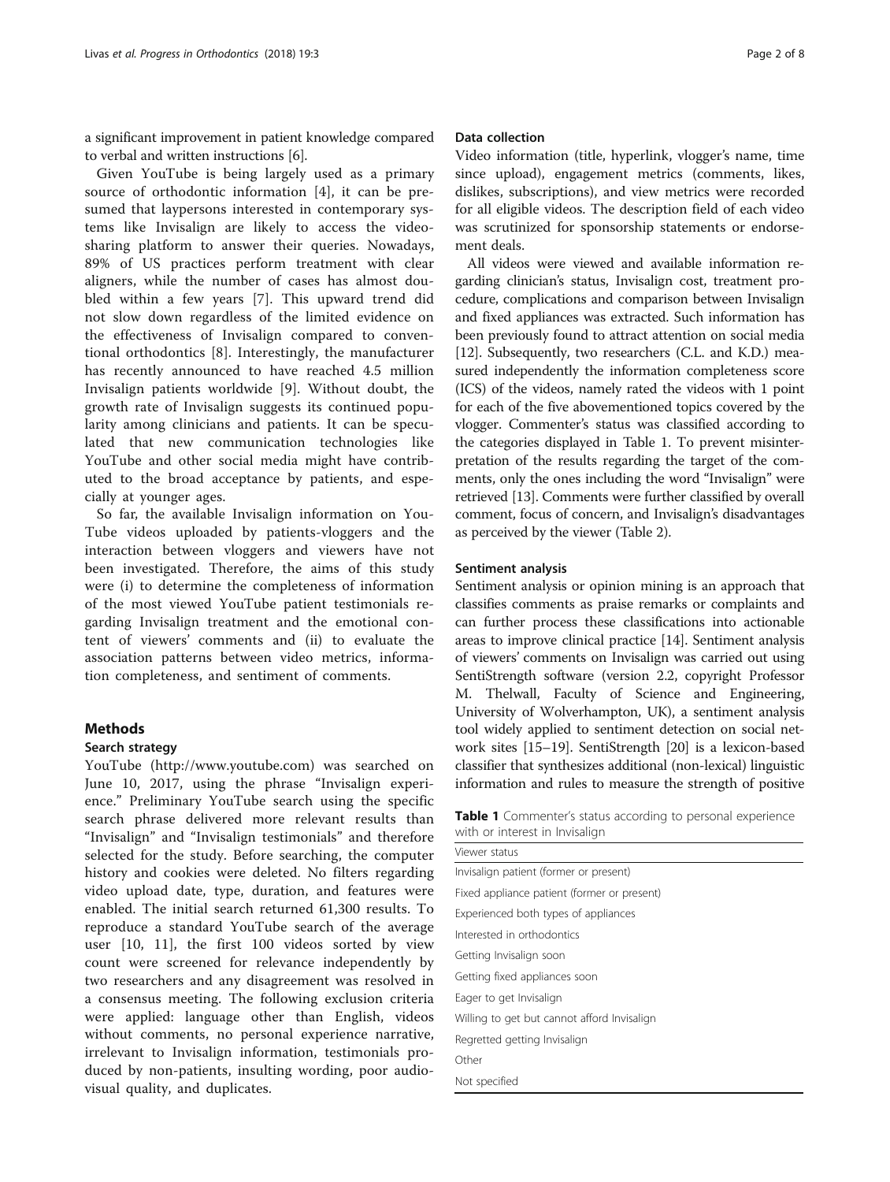a significant improvement in patient knowledge compared to verbal and written instructions [6].

Given YouTube is being largely used as a primary source of orthodontic information [4], it can be presumed that laypersons interested in contemporary systems like Invisalign are likely to access the video-sharing platform to answer their queries. Nowadays, 89% of US practices perform treatment with clear aligners, while the number of cases has almost doubled within a few years [7]. This upward trend did not slow down regardless of the limited evidence on the effectiveness of Invisalign compared to conventional orthodontics [8]. Interestingly, the manufacturer has recently announced to have reached 4.5 million Invisalign patients worldwide [9]. Without doubt, the growth rate of Invisalign suggests its continued popularity among clinicians and patients. It can be speculated that new communication technologies like YouTube and other social media might have contributed to the broad acceptance by patients, and especially at younger ages.

So far, the available Invisalign information on YouTube videos uploaded by patients-vloggers and the interaction between vloggers and viewers have not been investigated. Therefore, the aims of this study were (i) to determine the completeness of information of the most viewed YouTube patient testimonials regarding Invisalign treatment and the emotional content of viewers' comments and (ii) to evaluate the association patterns between video metrics, information completeness, and sentiment of comments.

## Methods

### Search strategy

YouTube (http://www.youtube.com) was searched on June 10, 2017, using the phrase "Invisalign experience." Preliminary YouTube search using the specific search phrase delivered more relevant results than "Invisalign" and "Invisalign testimonials" and therefore selected for the study. Before searching, the computer history and cookies were deleted. No filters regarding video upload date, type, duration, and features were enabled. The initial search returned 61,300 results. To reproduce a standard YouTube search of the average user [10, 11], the first 100 videos sorted by view count were screened for relevance independently by two researchers and any disagreement was resolved in a consensus meeting. The following exclusion criteria were applied: language other than English, videos without comments, no personal experience narrative, irrelevant to Invisalign information, testimonials produced by non-patients, insulting wording, poor audio-visual quality, and duplicates.

### Data collection

Video information (title, hyperlink, vlogger's name, time since upload), engagement metrics (comments, likes, dislikes, subscriptions), and view metrics were recorded for all eligible videos. The description field of each video was scrutinized for sponsorship statements or endorsement deals.

All videos were viewed and available information regarding clinician's status, Invisalign cost, treatment procedure, complications and comparison between Invisalign and fixed appliances was extracted. Such information has been previously found to attract attention on social media [12]. Subsequently, two researchers (C.L. and K.D.) measured independently the information completeness score (ICS) of the videos, namely rated the videos with 1 point for each of the five abovementioned topics covered by the vlogger. Commenter's status was classified according to the categories displayed in Table 1. To prevent misinterpretation of the results regarding the target of the comments, only the ones including the word "Invisalign" were retrieved [13]. Comments were further classified by overall comment, focus of concern, and Invisalign's disadvantages as perceived by the viewer (Table 2).

### Sentiment analysis

Sentiment analysis or opinion mining is an approach that classifies comments as praise remarks or complaints and can further process these classifications into actionable areas to improve clinical practice [14]. Sentiment analysis of viewers' comments on Invisalign was carried out using SentiStrength software (version 2.2, copyright Professor M. Thelwall, Faculty of Science and Engineering, University of Wolverhampton, UK), a sentiment analysis tool widely applied to sentiment detection on social network sites [15–19]. SentiStrength [20] is a lexicon-based classifier that synthesizes additional (non-lexical) linguistic information and rules to measure the strength of positive

**Table 1** Commenter's status according to personal experience with or interest in Invisalign

| Viewer status |
| --- |
| Invisalign patient (former or present) |
| Fixed appliance patient (former or present) |
| Experienced both types of appliances |
| Interested in orthodontics |
| Getting Invisalign soon |
| Getting fixed appliances soon |
| Eager to get Invisalign |
| Willing to get but cannot afford Invisalign |
| Regretted getting Invisalign |
| Other |
| Not specified |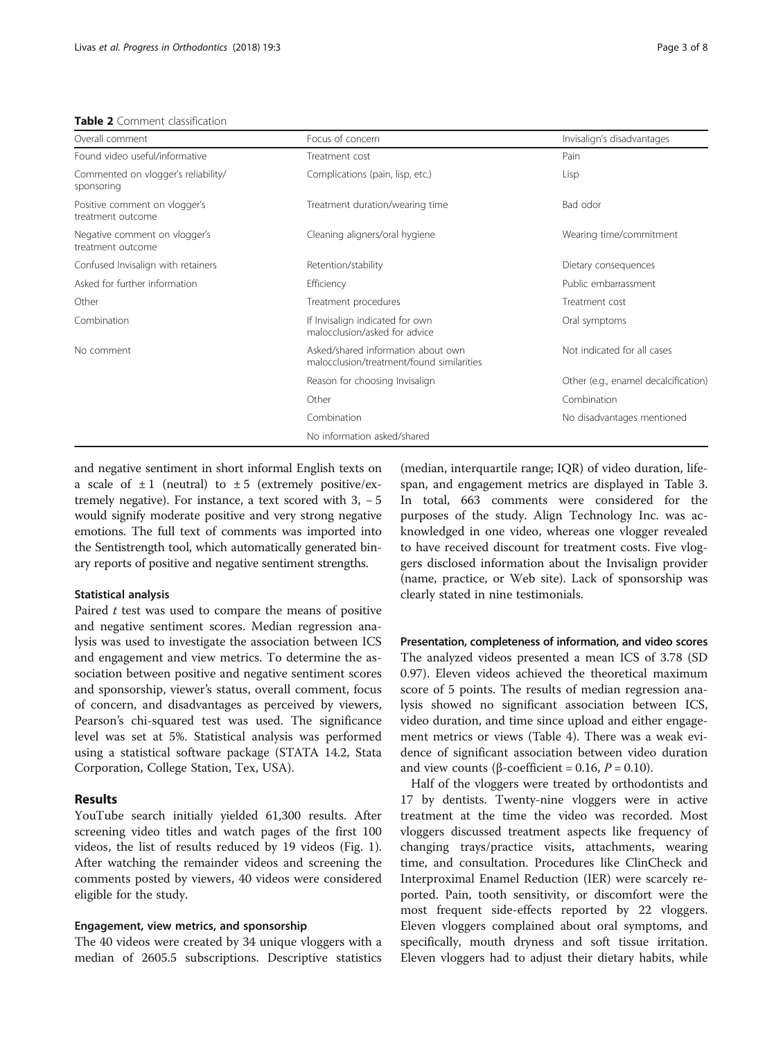**Table 2** Comment classification

| Overall comment | Focus of concern | Invisalign's disadvantages |
| --- | --- | --- |
| Found video useful/informative | Treatment cost | Pain |
| Commented on vlogger's reliability/ sponsoring | Complications (pain, lisp, etc.) | Lisp |
| Positive comment on vlogger's treatment outcome | Treatment duration/wearing time | Bad odor |
| Negative comment on vlogger's treatment outcome | Cleaning aligners/oral hygiene | Wearing time/commitment |
| Confused Invisalign with retainers | Retention/stability | Dietary consequences |
| Asked for further information | Efficiency | Public embarrassment |
| Other | Treatment procedures | Treatment cost |
| Combination | If Invisalign indicated for own malocclusion/asked for advice | Oral symptoms |
| No comment | Asked/shared information about own malocclusion/treatment/found similarities | Not indicated for all cases |
| | Reason for choosing Invisalign | Other (e.g., enamel decalcification) |
| | Other | Combination |
| | Combination | No disadvantages mentioned |
| | No information asked/shared | |

and negative sentiment in short informal English texts on a scale of ± 1 (neutral) to ± 5 (extremely positive/extremely negative). For instance, a text scored with 3, − 5 would signify moderate positive and very strong negative emotions. The full text of comments was imported into the Sentistrength tool, which automatically generated binary reports of positive and negative sentiment strengths.

#### Statistical analysis

Paired *t* test was used to compare the means of positive and negative sentiment scores. Median regression analysis was used to investigate the association between ICS and engagement and view metrics. To determine the association between positive and negative sentiment scores and sponsorship, viewer's status, overall comment, focus of concern, and disadvantages as perceived by viewers, Pearson's chi-squared test was used. The significance level was set at 5%. Statistical analysis was performed using a statistical software package (STATA 14.2, Stata Corporation, College Station, Tex, USA).

## Results

YouTube search initially yielded 61,300 results. After screening video titles and watch pages of the first 100 videos, the list of results reduced by 19 videos (Fig. 1). After watching the remainder videos and screening the comments posted by viewers, 40 videos were considered eligible for the study.

#### Engagement, view metrics, and sponsorship

The 40 videos were created by 34 unique vloggers with a median of 2605.5 subscriptions. Descriptive statistics (median, interquartile range; IQR) of video duration, lifespan, and engagement metrics are displayed in Table 3. In total, 663 comments were considered for the purposes of the study. Align Technology Inc. was acknowledged in one video, whereas one vlogger revealed to have received discount for treatment costs. Five vloggers disclosed information about the Invisalign provider (name, practice, or Web site). Lack of sponsorship was clearly stated in nine testimonials.

#### Presentation, completeness of information, and video scores

The analyzed videos presented a mean ICS of 3.78 (SD 0.97). Eleven videos achieved the theoretical maximum score of 5 points. The results of median regression analysis showed no significant association between ICS, video duration, and time since upload and either engagement metrics or views (Table 4). There was a weak evidence of significant association between video duration and view counts (β-coefficient = 0.16, $P = 0.10$).

Half of the vloggers were treated by orthodontists and 17 by dentists. Twenty-nine vloggers were in active treatment at the time the video was recorded. Most vloggers discussed treatment aspects like frequency of changing trays/practice visits, attachments, wearing time, and consultation. Procedures like ClinCheck and Interproximal Enamel Reduction (IER) were scarcely reported. Pain, tooth sensitivity, or discomfort were the most frequent side-effects reported by 22 vloggers. Eleven vloggers complained about oral symptoms, and specifically, mouth dryness and soft tissue irritation. Eleven vloggers had to adjust their dietary habits, while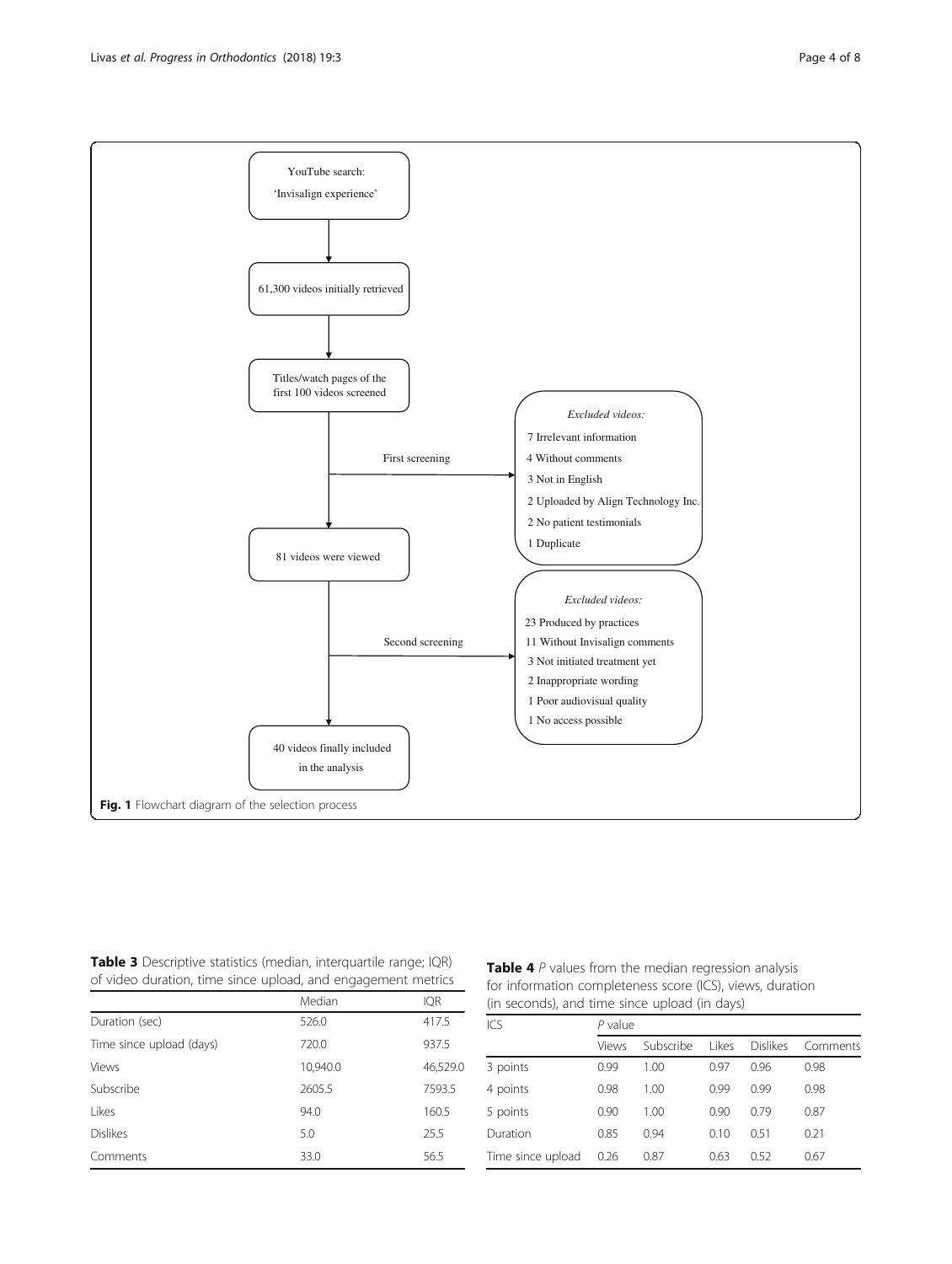YouTube search: 'Invisalign experience'

61,300 videos initially retrieved

Titles/watch pages of the first 100 videos screened

First screening

*Excluded videos:*

- 7 Irrelevant information
- 4 Without comments
- 3 Not in English
- 2 Uploaded by Align Technology Inc.
- 2 No patient testimonials
- 1 Duplicate

81 videos were viewed

Second screening

*Excluded videos:*

- 23 Produced by practices
- 11 Without Invisalign comments
- 3 Not initiated treatment yet
- 2 Inappropriate wording
- 1 Poor audiovisual quality
- 1 No access possible

40 videos finally included in the analysis

**Fig. 1** Flowchart diagram of the selection process

**Table 3** Descriptive statistics (median, interquartile range; IQR) of video duration, time since upload, and engagement metrics

| | Median | IQR |
|---|---|---|
| Duration (sec) | 526.0 | 417.5 |
| Time since upload (days) | 720.0 | 937.5 |
| Views | 10,940.0 | 46,529.0 |
| Subscribe | 2605.5 | 7593.5 |
| Likes | 94.0 | 160.5 |
| Dislikes | 5.0 | 25.5 |
| Comments | 33.0 | 56.5 |

**Table 4** *P* values from the median regression analysis for information completeness score (ICS), views, duration (in seconds), and time since upload (in days)

| ICS | *P* value | | | | |
|---|---|---|---|---|---|
| | Views | Subscribe | Likes | Dislikes | Comments |
| 3 points | 0.99 | 1.00 | 0.97 | 0.96 | 0.98 |
| 4 points | 0.98 | 1.00 | 0.99 | 0.99 | 0.98 |
| 5 points | 0.90 | 1.00 | 0.90 | 0.79 | 0.87 |
| Duration | 0.85 | 0.94 | 0.10 | 0.51 | 0.21 |
| Time since upload | 0.26 | 0.87 | 0.63 | 0.52 | 0.67 |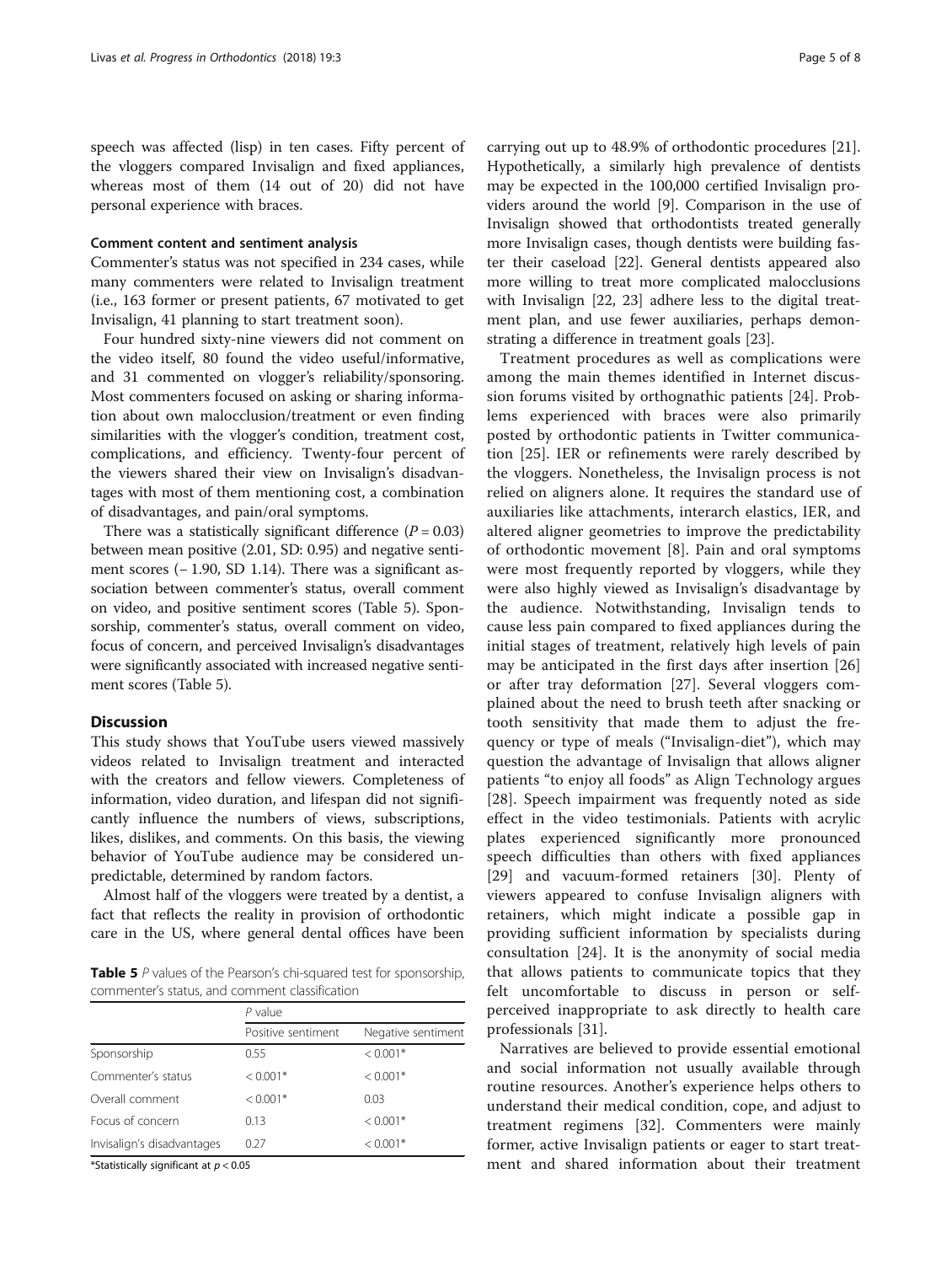speech was affected (lisp) in ten cases. Fifty percent of the vloggers compared Invisalign and fixed appliances, whereas most of them (14 out of 20) did not have personal experience with braces.

### Comment content and sentiment analysis

Commenter's status was not specified in 234 cases, while many commenters were related to Invisalign treatment (i.e., 163 former or present patients, 67 motivated to get Invisalign, 41 planning to start treatment soon).

Four hundred sixty-nine viewers did not comment on the video itself, 80 found the video useful/informative, and 31 commented on vlogger's reliability/sponsoring. Most commenters focused on asking or sharing information about own malocclusion/treatment or even finding similarities with the vlogger's condition, treatment cost, complications, and efficiency. Twenty-four percent of the viewers shared their view on Invisalign's disadvantages with most of them mentioning cost, a combination of disadvantages, and pain/oral symptoms.

There was a statistically significant difference ($P = 0.03$) between mean positive (2.01, SD: 0.95) and negative sentiment scores (− 1.90, SD 1.14). There was a significant association between commenter's status, overall comment on video, and positive sentiment scores (Table 5). Sponsorship, commenter's status, overall comment on video, focus of concern, and perceived Invisalign's disadvantages were significantly associated with increased negative sentiment scores (Table 5).

## Discussion

This study shows that YouTube users viewed massively videos related to Invisalign treatment and interacted with the creators and fellow viewers. Completeness of information, video duration, and lifespan did not significantly influence the numbers of views, subscriptions, likes, dislikes, and comments. On this basis, the viewing behavior of YouTube audience may be considered unpredictable, determined by random factors.

Almost half of the vloggers were treated by a dentist, a fact that reflects the reality in provision of orthodontic care in the US, where general dental offices have been carrying out up to 48.9% of orthodontic procedures [21]. Hypothetically, a similarly high prevalence of dentists may be expected in the 100,000 certified Invisalign providers around the world [9]. Comparison in the use of Invisalign showed that orthodontists treated generally more Invisalign cases, though dentists were building faster their caseload [22]. General dentists appeared also more willing to treat more complicated malocclusions with Invisalign [22, 23] adhere less to the digital treatment plan, and use fewer auxiliaries, perhaps demonstrating a difference in treatment goals [23].

**Table 5** *P* values of the Pearson's chi-squared test for sponsorship, commenter's status, and comment classification

| | *P* value | |
|---|---|---|
| | Positive sentiment | Negative sentiment |
| Sponsorship | 0.55 | < 0.001* |
| Commenter's status | < 0.001* | < 0.001* |
| Overall comment | < 0.001* | 0.03 |
| Focus of concern | 0.13 | < 0.001* |
| Invisalign's disadvantages | 0.27 | < 0.001* |

*Statistically significant at $p < 0.05$

Treatment procedures as well as complications were among the main themes identified in Internet discussion forums visited by orthognathic patients [24]. Problems experienced with braces were also primarily posted by orthodontic patients in Twitter communication [25]. IER or refinements were rarely described by the vloggers. Nonetheless, the Invisalign process is not relied on aligners alone. It requires the standard use of auxiliaries like attachments, interarch elastics, IER, and altered aligner geometries to improve the predictability of orthodontic movement [8]. Pain and oral symptoms were most frequently reported by vloggers, while they were also highly viewed as Invisalign's disadvantage by the audience. Notwithstanding, Invisalign tends to cause less pain compared to fixed appliances during the initial stages of treatment, relatively high levels of pain may be anticipated in the first days after insertion [26] or after tray deformation [27]. Several vloggers complained about the need to brush teeth after snacking or tooth sensitivity that made them to adjust the frequency or type of meals ("Invisalign-diet"), which may question the advantage of Invisalign that allows aligner patients "to enjoy all foods" as Align Technology argues [28]. Speech impairment was frequently noted as side effect in the video testimonials. Patients with acrylic plates experienced significantly more pronounced speech difficulties than others with fixed appliances [29] and vacuum-formed retainers [30]. Plenty of viewers appeared to confuse Invisalign aligners with retainers, which might indicate a possible gap in providing sufficient information by specialists during consultation [24]. It is the anonymity of social media that allows patients to communicate topics that they felt uncomfortable to discuss in person or self-perceived inappropriate to ask directly to health care professionals [31].

Narratives are believed to provide essential emotional and social information not usually available through routine resources. Another's experience helps others to understand their medical condition, cope, and adjust to treatment regimens [32]. Commenters were mainly former, active Invisalign patients or eager to start treatment and shared information about their treatment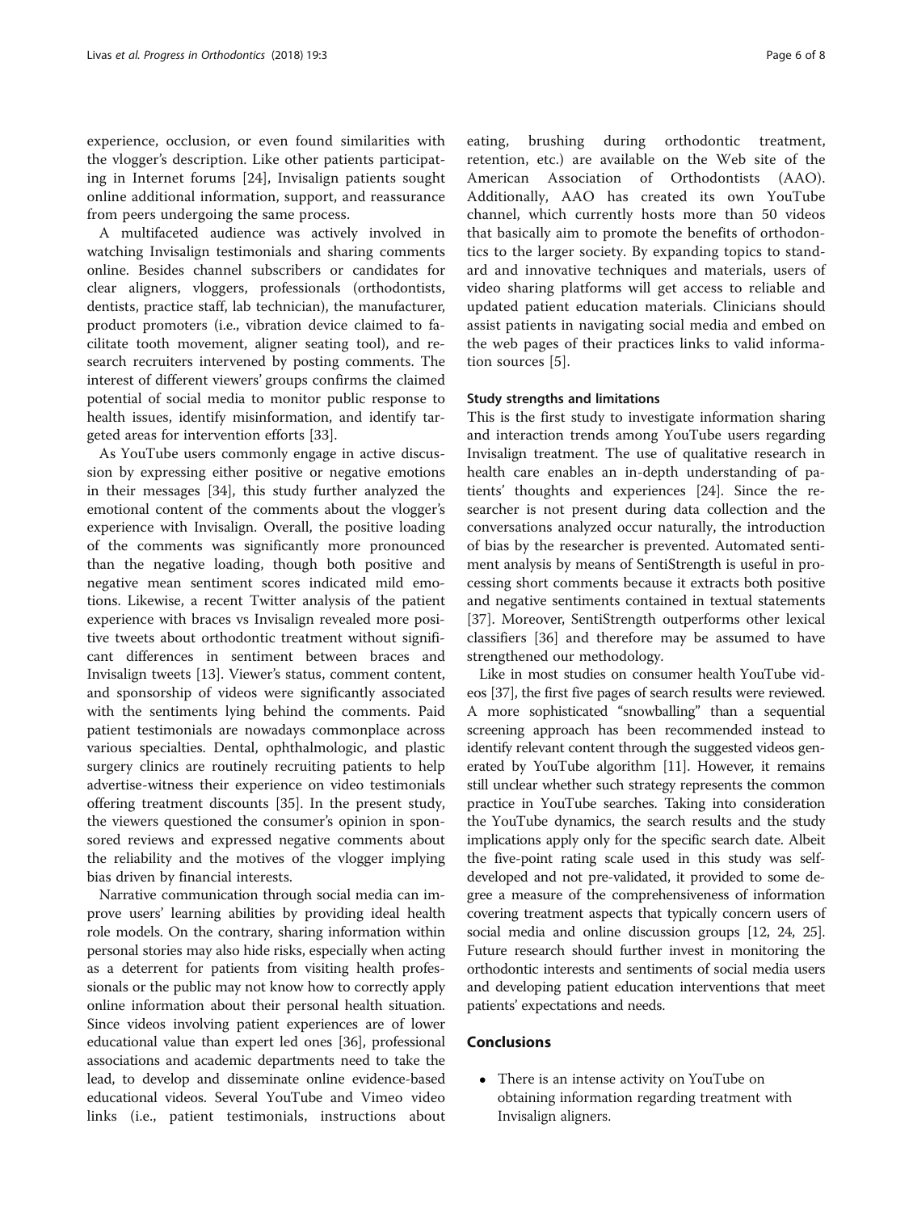experience, occlusion, or even found similarities with the vlogger's description. Like other patients participating in Internet forums [24], Invisalign patients sought online additional information, support, and reassurance from peers undergoing the same process.

A multifaceted audience was actively involved in watching Invisalign testimonials and sharing comments online. Besides channel subscribers or candidates for clear aligners, vloggers, professionals (orthodontists, dentists, practice staff, lab technician), the manufacturer, product promoters (i.e., vibration device claimed to facilitate tooth movement, aligner seating tool), and research recruiters intervened by posting comments. The interest of different viewers' groups confirms the claimed potential of social media to monitor public response to health issues, identify misinformation, and identify targeted areas for intervention efforts [33].

As YouTube users commonly engage in active discussion by expressing either positive or negative emotions in their messages [34], this study further analyzed the emotional content of the comments about the vlogger's experience with Invisalign. Overall, the positive loading of the comments was significantly more pronounced than the negative loading, though both positive and negative mean sentiment scores indicated mild emotions. Likewise, a recent Twitter analysis of the patient experience with braces vs Invisalign revealed more positive tweets about orthodontic treatment without significant differences in sentiment between braces and Invisalign tweets [13]. Viewer's status, comment content, and sponsorship of videos were significantly associated with the sentiments lying behind the comments. Paid patient testimonials are nowadays commonplace across various specialties. Dental, ophthalmologic, and plastic surgery clinics are routinely recruiting patients to help advertise-witness their experience on video testimonials offering treatment discounts [35]. In the present study, the viewers questioned the consumer's opinion in sponsored reviews and expressed negative comments about the reliability and the motives of the vlogger implying bias driven by financial interests.

Narrative communication through social media can improve users' learning abilities by providing ideal health role models. On the contrary, sharing information within personal stories may also hide risks, especially when acting as a deterrent for patients from visiting health professionals or the public may not know how to correctly apply online information about their personal health situation. Since videos involving patient experiences are of lower educational value than expert led ones [36], professional associations and academic departments need to take the lead, to develop and disseminate online evidence-based educational videos. Several YouTube and Vimeo video links (i.e., patient testimonials, instructions about eating, brushing during orthodontic treatment, retention, etc.) are available on the Web site of the American Association of Orthodontists (AAO). Additionally, AAO has created its own YouTube channel, which currently hosts more than 50 videos that basically aim to promote the benefits of orthodontics to the larger society. By expanding topics to standard and innovative techniques and materials, users of video sharing platforms will get access to reliable and updated patient education materials. Clinicians should assist patients in navigating social media and embed on the web pages of their practices links to valid information sources [5].

### Study strengths and limitations

This is the first study to investigate information sharing and interaction trends among YouTube users regarding Invisalign treatment. The use of qualitative research in health care enables an in-depth understanding of patients' thoughts and experiences [24]. Since the researcher is not present during data collection and the conversations analyzed occur naturally, the introduction of bias by the researcher is prevented. Automated sentiment analysis by means of SentiStrength is useful in processing short comments because it extracts both positive and negative sentiments contained in textual statements [37]. Moreover, SentiStrength outperforms other lexical classifiers [36] and therefore may be assumed to have strengthened our methodology.

Like in most studies on consumer health YouTube videos [37], the first five pages of search results were reviewed. A more sophisticated "snowballing" than a sequential screening approach has been recommended instead to identify relevant content through the suggested videos generated by YouTube algorithm [11]. However, it remains still unclear whether such strategy represents the common practice in YouTube searches. Taking into consideration the YouTube dynamics, the search results and the study implications apply only for the specific search date. Albeit the five-point rating scale used in this study was self-developed and not pre-validated, it provided to some degree a measure of the comprehensiveness of information covering treatment aspects that typically concern users of social media and online discussion groups [12, 24, 25]. Future research should further invest in monitoring the orthodontic interests and sentiments of social media users and developing patient education interventions that meet patients' expectations and needs.

## Conclusions

- There is an intense activity on YouTube on obtaining information regarding treatment with Invisalign aligners.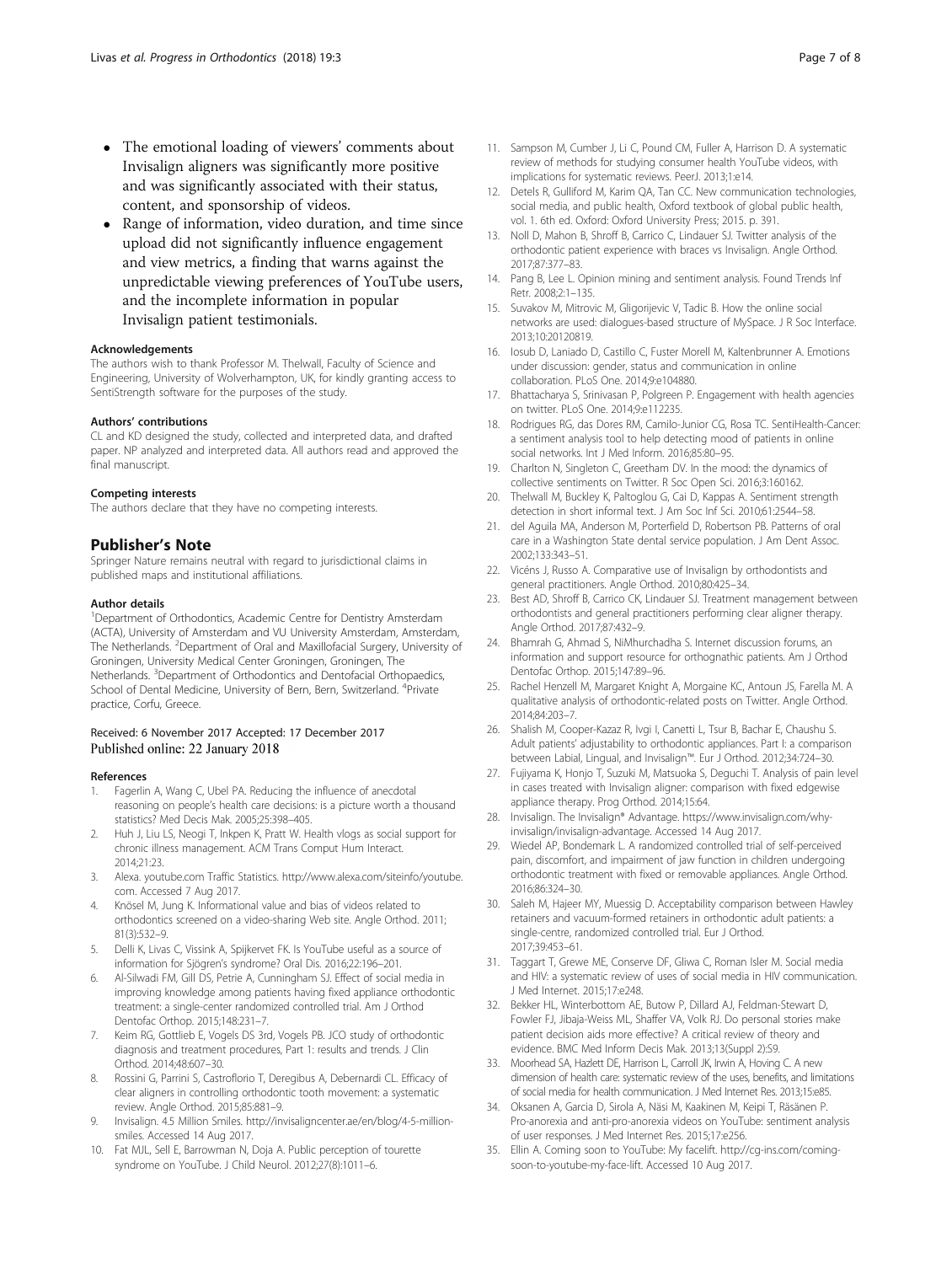- The emotional loading of viewers' comments about Invisalign aligners was significantly more positive and was significantly associated with their status, content, and sponsorship of videos.
- Range of information, video duration, and time since upload did not significantly influence engagement and view metrics, a finding that warns against the unpredictable viewing preferences of YouTube users, and the incomplete information in popular Invisalign patient testimonials.

#### Acknowledgements

The authors wish to thank Professor M. Thelwall, Faculty of Science and Engineering, University of Wolverhampton, UK, for kindly granting access to SentiStrength software for the purposes of the study.

#### Authors' contributions

CL and KD designed the study, collected and interpreted data, and drafted paper. NP analyzed and interpreted data. All authors read and approved the final manuscript.

#### Competing interests

The authors declare that they have no competing interests.

## Publisher's Note

Springer Nature remains neutral with regard to jurisdictional claims in published maps and institutional affiliations.

#### Author details

[1]Department of Orthodontics, Academic Centre for Dentistry Amsterdam (ACTA), University of Amsterdam and VU University Amsterdam, Amsterdam, The Netherlands. [2]Department of Oral and Maxillofacial Surgery, University of Groningen, University Medical Center Groningen, Groningen, The Netherlands. [3]Department of Orthodontics and Dentofacial Orthopaedics, School of Dental Medicine, University of Bern, Bern, Switzerland. [4]Private practice, Corfu, Greece.

Received: 6 November 2017 Accepted: 17 December 2017
Published online: 22 January 2018

#### References

1. Fagerlin A, Wang C, Ubel PA. Reducing the influence of anecdotal reasoning on people's health care decisions: is a picture worth a thousand statistics? Med Decis Mak. 2005;25:398–405.
2. Huh J, Liu LS, Neogi T, Inkpen K, Pratt W. Health vlogs as social support for chronic illness management. ACM Trans Comput Hum Interact. 2014;21:23.
3. Alexa. youtube.com Traffic Statistics. http://www.alexa.com/siteinfo/youtube.com. Accessed 7 Aug 2017.
4. Knösel M, Jung K. Informational value and bias of videos related to orthodontics screened on a video-sharing Web site. Angle Orthod. 2011; 81(3):532–9.
5. Delli K, Livas C, Vissink A, Spijkervet FK. Is YouTube useful as a source of information for Sjögren's syndrome? Oral Dis. 2016;22:196–201.
6. Al-Silwadi FM, Gill DS, Petrie A, Cunningham SJ. Effect of social media in improving knowledge among patients having fixed appliance orthodontic treatment: a single-center randomized controlled trial. Am J Orthod Dentofac Orthop. 2015;148:231–7.
7. Keim RG, Gottlieb E, Vogels DS 3rd, Vogels PB. JCO study of orthodontic diagnosis and treatment procedures, Part 1: results and trends. J Clin Orthod. 2014;48:607–30.
8. Rossini G, Parrini S, Castroflorio T, Deregibus A, Debernardi CL. Efficacy of clear aligners in controlling orthodontic tooth movement: a systematic review. Angle Orthod. 2015;85:881–9.
9. Invisalign. 4.5 Million Smiles. http://invisaligncenter.ae/en/blog/4-5-million-smiles. Accessed 14 Aug 2017.
10. Fat MJL, Sell E, Barrowman N, Doja A. Public perception of tourette syndrome on YouTube. J Child Neurol. 2012;27(8):1011–6.
11. Sampson M, Cumber J, Li C, Pound CM, Fuller A, Harrison D. A systematic review of methods for studying consumer health YouTube videos, with implications for systematic reviews. PeerJ. 2013;1:e14.
12. Detels R, Gulliford M, Karim QA, Tan CC. New communication technologies, social media, and public health, Oxford textbook of global public health, vol. 1. 6th ed. Oxford: Oxford University Press; 2015. p. 391.
13. Noll D, Mahon B, Shroff B, Carrico C, Lindauer SJ. Twitter analysis of the orthodontic patient experience with braces vs Invisalign. Angle Orthod. 2017;87:377–83.
14. Pang B, Lee L. Opinion mining and sentiment analysis. Found Trends Inf Retr. 2008;2:1–135.
15. Suvakov M, Mitrovic M, Gligorijevic V, Tadic B. How the online social networks are used: dialogues-based structure of MySpace. J R Soc Interface. 2013;10:20120819.
16. Iosub D, Laniado D, Castillo C, Fuster Morell M, Kaltenbrunner A. Emotions under discussion: gender, status and communication in online collaboration. PLoS One. 2014;9:e104880.
17. Bhattacharya S, Srinivasan P, Polgreen P. Engagement with health agencies on twitter. PLoS One. 2014;9:e112235.
18. Rodrigues RG, das Dores RM, Camilo-Junior CG, Rosa TC. SentiHealth-Cancer: a sentiment analysis tool to help detecting mood of patients in online social networks. Int J Med Inform. 2016;85:80–95.
19. Charlton N, Singleton C, Greetham DV. In the mood: the dynamics of collective sentiments on Twitter. R Soc Open Sci. 2016;3:160162.
20. Thelwall M, Buckley K, Paltoglou G, Cai D, Kappas A. Sentiment strength detection in short informal text. J Am Soc Inf Sci. 2010;61:2544–58.
21. del Aguila MA, Anderson M, Porterfield D, Robertson PB. Patterns of oral care in a Washington State dental service population. J Am Dent Assoc. 2002;133:343–51.
22. Vicéns J, Russo A. Comparative use of Invisalign by orthodontists and general practitioners. Angle Orthod. 2010;80:425–34.
23. Best AD, Shroff B, Carrico CK, Lindauer SJ. Treatment management between orthodontists and general practitioners performing clear aligner therapy. Angle Orthod. 2017;87:432–9.
24. Bhamrah G, Ahmad S, NiMhurchadha S. Internet discussion forums, an information and support resource for orthognathic patients. Am J Orthod Dentofac Orthop. 2015;147:89–96.
25. Rachel Henzell M, Margaret Knight A, Morgaine KC, Antoun JS, Farella M. A qualitative analysis of orthodontic-related posts on Twitter. Angle Orthod. 2014;84:203–7.
26. Shalish M, Cooper-Kazaz R, Ivgi I, Canetti L, Tsur B, Bachar E, Chaushu S. Adult patients' adjustability to orthodontic appliances. Part I: a comparison between Labial, Lingual, and Invisalign™. Eur J Orthod. 2012;34:724–30.
27. Fujiyama K, Honjo T, Suzuki M, Matsuoka S, Deguchi T. Analysis of pain level in cases treated with Invisalign aligner: comparison with fixed edgewise appliance therapy. Prog Orthod. 2014;15:64.
28. Invisalign. The Invisalign® Advantage. https://www.invisalign.com/why-invisalign/invisalign-advantage. Accessed 14 Aug 2017.
29. Wiedel AP, Bondemark L. A randomized controlled trial of self-perceived pain, discomfort, and impairment of jaw function in children undergoing orthodontic treatment with fixed or removable appliances. Angle Orthod. 2016;86:324–30.
30. Saleh M, Hajeer MY, Muessig D. Acceptability comparison between Hawley retainers and vacuum-formed retainers in orthodontic adult patients: a single-centre, randomized controlled trial. Eur J Orthod. 2017;39:453–61.
31. Taggart T, Grewe ME, Conserve DF, Gliwa C, Roman Isler M. Social media and HIV: a systematic review of uses of social media in HIV communication. J Med Internet. 2015;17:e248.
32. Bekker HL, Winterbottom AE, Butow P, Dillard AJ, Feldman-Stewart D, Fowler FJ, Jibaja-Weiss ML, Shaffer VA, Volk RJ. Do personal stories make patient decision aids more effective? A critical review of theory and evidence. BMC Med Inform Decis Mak. 2013;13(Suppl 2):S9.
33. Moorhead SA, Hazlett DE, Harrison L, Carroll JK, Irwin A, Hoving C. A new dimension of health care: systematic review of the uses, benefits, and limitations of social media for health communication. J Med Internet Res. 2013;15:e85.
34. Oksanen A, Garcia D, Sirola A, Näsi M, Kaakinen M, Keipi T, Räsänen P. Pro-anorexia and anti-pro-anorexia videos on YouTube: sentiment analysis of user responses. J Med Internet Res. 2015;17:e256.
35. Ellin A. Coming soon to YouTube: My facelift. http://cg-ins.com/coming-soon-to-youtube-my-face-lift. Accessed 10 Aug 2017.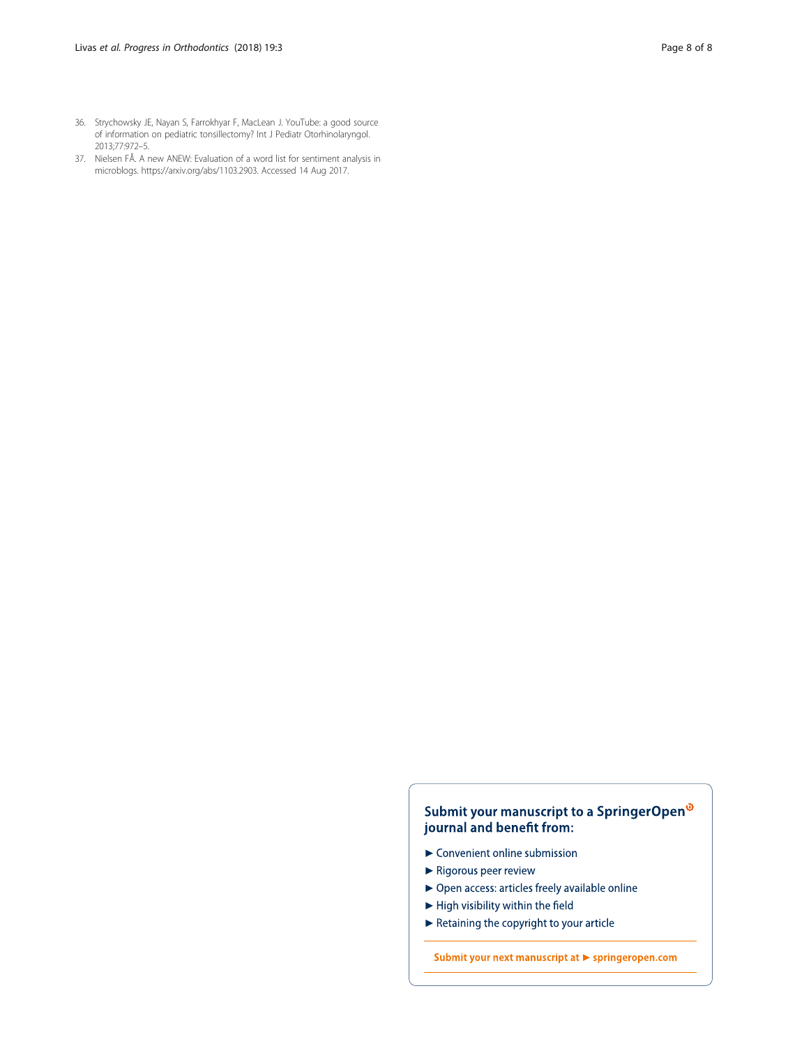36. Strychowsky JE, Nayan S, Farrokhyar F, MacLean J. YouTube: a good source of information on pediatric tonsillectomy? Int J Pediatr Otorhinolaryngol. 2013;77:972–5.
37. Nielsen FÅ. A new ANEW: Evaluation of a word list for sentiment analysis in microblogs. https://arxiv.org/abs/1103.2903. Accessed 14 Aug 2017.

**Submit your manuscript to a SpringerOpen journal and benefit from:**

- ► Convenient online submission
- ► Rigorous peer review
- ► Open access: articles freely available online
- ► High visibility within the field
- ► Retaining the copyright to your article

**Submit your next manuscript at ► springeropen.com**